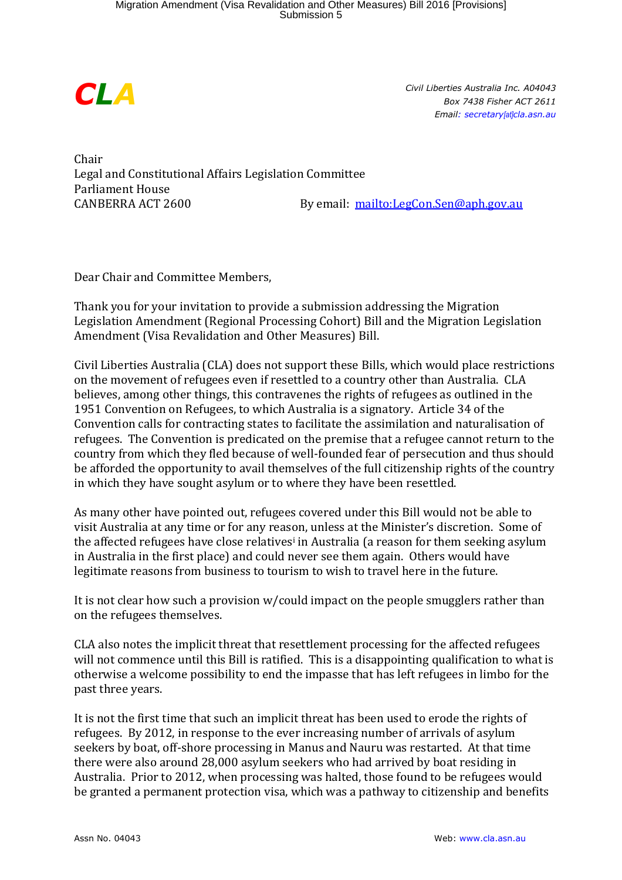**CLA**

*Civil Liberties Australia Inc. A04043*
*Box 7438 Fisher ACT 2611*
*Email: secretary[at]cla.asn.au*

Chair
Legal and Constitutional Affairs Legislation Committee
Parliament House
CANBERRA ACT 2600

By email: [mailto:LegCon.Sen@aph.gov.au](mailto:LegCon.Sen@aph.gov.au)

Dear Chair and Committee Members,

Thank you for your invitation to provide a submission addressing the Migration Legislation Amendment (Regional Processing Cohort) Bill and the Migration Legislation Amendment (Visa Revalidation and Other Measures) Bill.

Civil Liberties Australia (CLA) does not support these Bills, which would place restrictions on the movement of refugees even if resettled to a country other than Australia. CLA believes, among other things, this contravenes the rights of refugees as outlined in the 1951 Convention on Refugees, to which Australia is a signatory. Article 34 of the Convention calls for contracting states to facilitate the assimilation and naturalisation of refugees. The Convention is predicated on the premise that a refugee cannot return to the country from which they fled because of well-founded fear of persecution and thus should be afforded the opportunity to avail themselves of the full citizenship rights of the country in which they have sought asylum or to where they have been resettled.

As many other have pointed out, refugees covered under this Bill would not be able to visit Australia at any time or for any reason, unless at the Minister's discretion. Some of the affected refugees have close relatives[i] in Australia (a reason for them seeking asylum in Australia in the first place) and could never see them again. Others would have legitimate reasons from business to tourism to wish to travel here in the future.

It is not clear how such a provision w/could impact on the people smugglers rather than on the refugees themselves.

CLA also notes the implicit threat that resettlement processing for the affected refugees will not commence until this Bill is ratified. This is a disappointing qualification to what is otherwise a welcome possibility to end the impasse that has left refugees in limbo for the past three years.

It is not the first time that such an implicit threat has been used to erode the rights of refugees. By 2012, in response to the ever increasing number of arrivals of asylum seekers by boat, off-shore processing in Manus and Nauru was restarted. At that time there were also around 28,000 asylum seekers who had arrived by boat residing in Australia. Prior to 2012, when processing was halted, those found to be refugees would be granted a permanent protection visa, which was a pathway to citizenship and benefits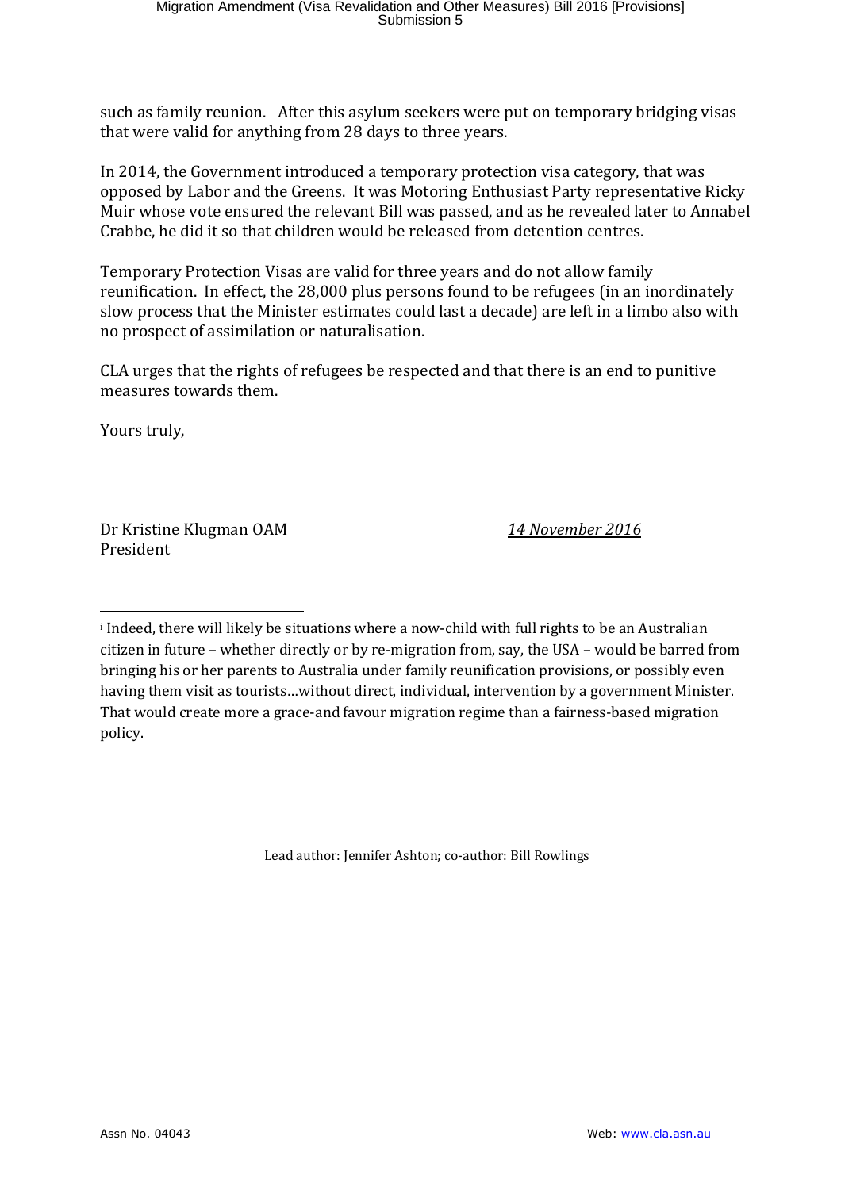such as family reunion. After this asylum seekers were put on temporary bridging visas that were valid for anything from 28 days to three years.

In 2014, the Government introduced a temporary protection visa category, that was opposed by Labor and the Greens. It was Motoring Enthusiast Party representative Ricky Muir whose vote ensured the relevant Bill was passed, and as he revealed later to Annabel Crabbe, he did it so that children would be released from detention centres.

Temporary Protection Visas are valid for three years and do not allow family reunification. In effect, the 28,000 plus persons found to be refugees (in an inordinately slow process that the Minister estimates could last a decade) are left in a limbo also with no prospect of assimilation or naturalisation.

CLA urges that the rights of refugees be respected and that there is an end to punitive measures towards them.

Yours truly,

Dr Kristine Klugman OAM
President

*14 November 2016*

---

[i] Indeed, there will likely be situations where a now-child with full rights to be an Australian citizen in future – whether directly or by re-migration from, say, the USA – would be barred from bringing his or her parents to Australia under family reunification provisions, or possibly even having them visit as tourists…without direct, individual, intervention by a government Minister. That would create more a grace-and favour migration regime than a fairness-based migration policy.

Lead author: Jennifer Ashton; co-author: Bill Rowlings